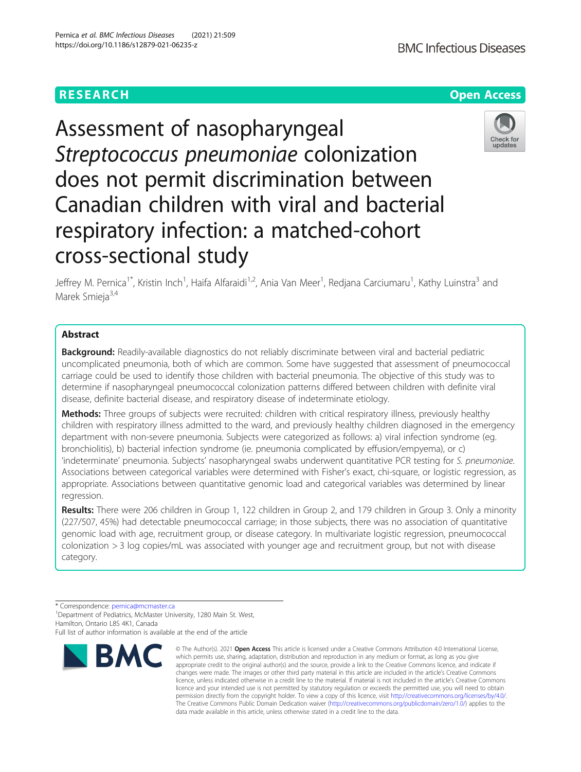RESEARCH Open Access

# Assessment of nasopharyngeal *Streptococcus pneumoniae* colonization does not permit discrimination between Canadian children with viral and bacterial respiratory infection: a matched-cohort cross-sectional study

Jeffrey M. Pernica[1*], Kristin Inch[1], Haifa Alfaraidi[1,2], Ania Van Meer[1], Redjana Carciumaru[1], Kathy Luinstra[3] and Marek Smieja[3,4]

## Abstract

**Background:** Readily-available diagnostics do not reliably discriminate between viral and bacterial pediatric uncomplicated pneumonia, both of which are common. Some have suggested that assessment of pneumococcal carriage could be used to identify those children with bacterial pneumonia. The objective of this study was to determine if nasopharyngeal pneumococcal colonization patterns differed between children with definite viral disease, definite bacterial disease, and respiratory disease of indeterminate etiology.

**Methods:** Three groups of subjects were recruited: children with critical respiratory illness, previously healthy children with respiratory illness admitted to the ward, and previously healthy children diagnosed in the emergency department with non-severe pneumonia. Subjects were categorized as follows: a) viral infection syndrome (eg. bronchiolitis), b) bacterial infection syndrome (ie. pneumonia complicated by effusion/empyema), or c) 'indeterminate' pneumonia. Subjects' nasopharyngeal swabs underwent quantitative PCR testing for *S. pneumoniae*. Associations between categorical variables were determined with Fisher's exact, chi-square, or logistic regression, as appropriate. Associations between quantitative genomic load and categorical variables was determined by linear regression.

**Results:** There were 206 children in Group 1, 122 children in Group 2, and 179 children in Group 3. Only a minority (227/507, 45%) had detectable pneumococcal carriage; in those subjects, there was no association of quantitative genomic load with age, recruitment group, or disease category. In multivariate logistic regression, pneumococcal colonization > 3 log copies/mL was associated with younger age and recruitment group, but not with disease category.

\* Correspondence: pernica@mcmaster.ca
[1]Department of Pediatrics, McMaster University, 1280 Main St. West, Hamilton, Ontario L8S 4K1, Canada
Full list of author information is available at the end of the article

© The Author(s). 2021 **Open Access** This article is licensed under a Creative Commons Attribution 4.0 International License, which permits use, sharing, adaptation, distribution and reproduction in any medium or format, as long as you give appropriate credit to the original author(s) and the source, provide a link to the Creative Commons licence, and indicate if changes were made. The images or other third party material in this article are included in the article's Creative Commons licence, unless indicated otherwise in a credit line to the material. If material is not included in the article's Creative Commons licence and your intended use is not permitted by statutory regulation or exceeds the permitted use, you will need to obtain permission directly from the copyright holder. To view a copy of this licence, visit http://creativecommons.org/licenses/by/4.0/. The Creative Commons Public Domain Dedication waiver (http://creativecommons.org/publicdomain/zero/1.0/) applies to the data made available in this article, unless otherwise stated in a credit line to the data.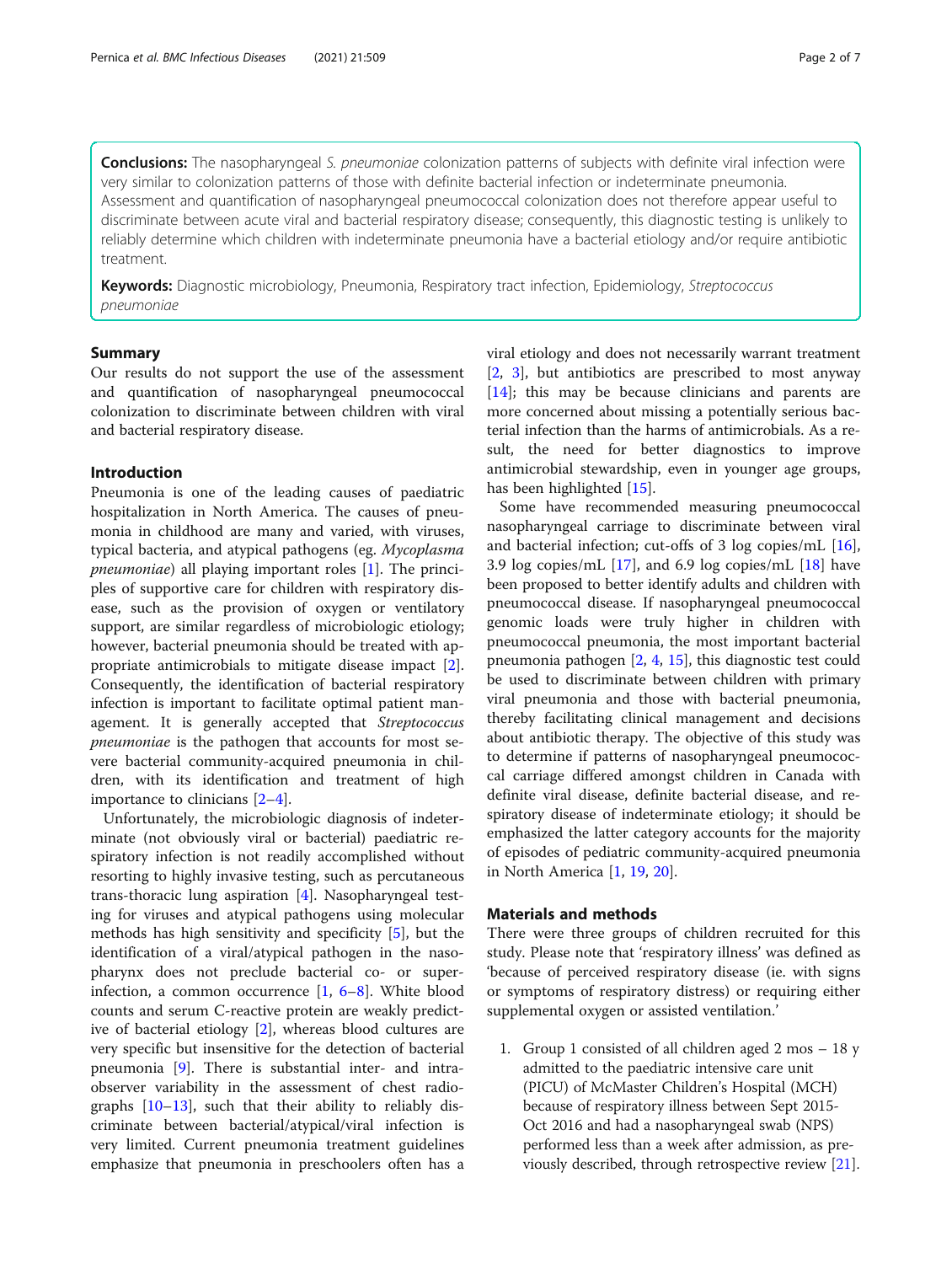**Conclusions:** The nasopharyngeal *S. pneumoniae* colonization patterns of subjects with definite viral infection were very similar to colonization patterns of those with definite bacterial infection or indeterminate pneumonia. Assessment and quantification of nasopharyngeal pneumococcal colonization does not therefore appear useful to discriminate between acute viral and bacterial respiratory disease; consequently, this diagnostic testing is unlikely to reliably determine which children with indeterminate pneumonia have a bacterial etiology and/or require antibiotic treatment.

**Keywords:** Diagnostic microbiology, Pneumonia, Respiratory tract infection, Epidemiology, *Streptococcus pneumoniae*

## Summary

Our results do not support the use of the assessment and quantification of nasopharyngeal pneumococcal colonization to discriminate between children with viral and bacterial respiratory disease.

## Introduction

Pneumonia is one of the leading causes of paediatric hospitalization in North America. The causes of pneumonia in childhood are many and varied, with viruses, typical bacteria, and atypical pathogens (eg. *Mycoplasma pneumoniae*) all playing important roles [1]. The principles of supportive care for children with respiratory disease, such as the provision of oxygen or ventilatory support, are similar regardless of microbiologic etiology; however, bacterial pneumonia should be treated with appropriate antimicrobials to mitigate disease impact [2]. Consequently, the identification of bacterial respiratory infection is important to facilitate optimal patient management. It is generally accepted that *Streptococcus pneumoniae* is the pathogen that accounts for most severe bacterial community-acquired pneumonia in children, with its identification and treatment of high importance to clinicians [2–4].

Unfortunately, the microbiologic diagnosis of indeterminate (not obviously viral or bacterial) paediatric respiratory infection is not readily accomplished without resorting to highly invasive testing, such as percutaneous trans-thoracic lung aspiration [4]. Nasopharyngeal testing for viruses and atypical pathogens using molecular methods has high sensitivity and specificity [5], but the identification of a viral/atypical pathogen in the nasopharynx does not preclude bacterial co- or super-infection, a common occurrence [1, 6–8]. White blood counts and serum C-reactive protein are weakly predictive of bacterial etiology [2], whereas blood cultures are very specific but insensitive for the detection of bacterial pneumonia [9]. There is substantial inter- and intra-observer variability in the assessment of chest radiographs [10–13], such that their ability to reliably discriminate between bacterial/atypical/viral infection is very limited. Current pneumonia treatment guidelines emphasize that pneumonia in preschoolers often has a viral etiology and does not necessarily warrant treatment [2, 3], but antibiotics are prescribed to most anyway [14]; this may be because clinicians and parents are more concerned about missing a potentially serious bacterial infection than the harms of antimicrobials. As a result, the need for better diagnostics to improve antimicrobial stewardship, even in younger age groups, has been highlighted [15].

Some have recommended measuring pneumococcal nasopharyngeal carriage to discriminate between viral and bacterial infection; cut-offs of 3 log copies/mL [16], 3.9 log copies/mL [17], and 6.9 log copies/mL [18] have been proposed to better identify adults and children with pneumococcal disease. If nasopharyngeal pneumococcal genomic loads were truly higher in children with pneumococcal pneumonia, the most important bacterial pneumonia pathogen [2, 4, 15], this diagnostic test could be used to discriminate between children with primary viral pneumonia and those with bacterial pneumonia, thereby facilitating clinical management and decisions about antibiotic therapy. The objective of this study was to determine if patterns of nasopharyngeal pneumococcal carriage differed amongst children in Canada with definite viral disease, definite bacterial disease, and respiratory disease of indeterminate etiology; it should be emphasized the latter category accounts for the majority of episodes of pediatric community-acquired pneumonia in North America [1, 19, 20].

## Materials and methods

There were three groups of children recruited for this study. Please note that 'respiratory illness' was defined as 'because of perceived respiratory disease (ie. with signs or symptoms of respiratory distress) or requiring either supplemental oxygen or assisted ventilation.'

1. Group 1 consisted of all children aged 2 mos – 18 y admitted to the paediatric intensive care unit (PICU) of McMaster Children's Hospital (MCH) because of respiratory illness between Sept 2015-Oct 2016 and had a nasopharyngeal swab (NPS) performed less than a week after admission, as previously described, through retrospective review [21].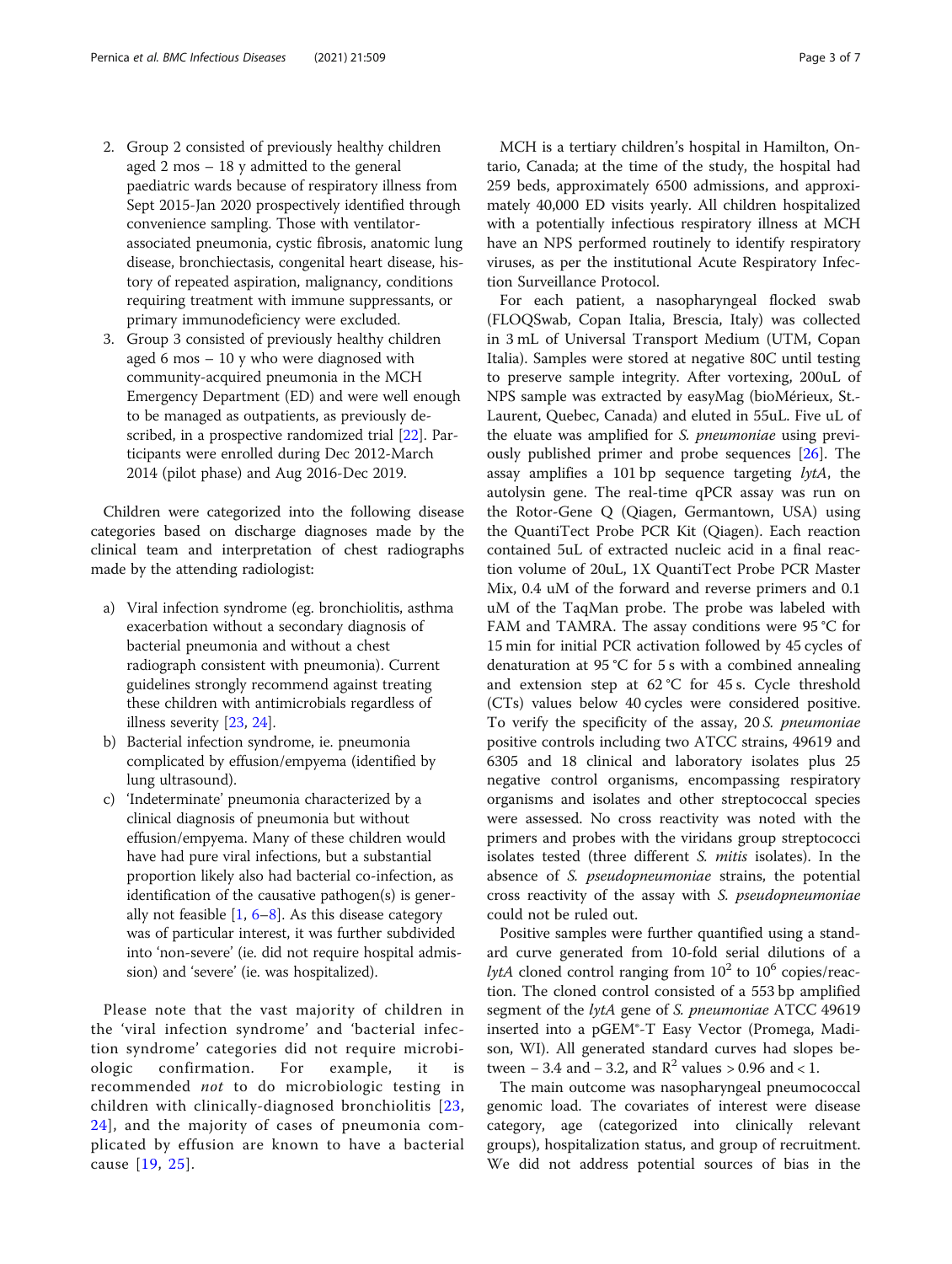2. Group 2 consisted of previously healthy children aged 2 mos – 18 y admitted to the general paediatric wards because of respiratory illness from Sept 2015-Jan 2020 prospectively identified through convenience sampling. Those with ventilator-associated pneumonia, cystic fibrosis, anatomic lung disease, bronchiectasis, congenital heart disease, history of repeated aspiration, malignancy, conditions requiring treatment with immune suppressants, or primary immunodeficiency were excluded.
3. Group 3 consisted of previously healthy children aged 6 mos – 10 y who were diagnosed with community-acquired pneumonia in the MCH Emergency Department (ED) and were well enough to be managed as outpatients, as previously described, in a prospective randomized trial [22]. Participants were enrolled during Dec 2012-March 2014 (pilot phase) and Aug 2016-Dec 2019.

Children were categorized into the following disease categories based on discharge diagnoses made by the clinical team and interpretation of chest radiographs made by the attending radiologist:

a) Viral infection syndrome (eg. bronchiolitis, asthma exacerbation without a secondary diagnosis of bacterial pneumonia and without a chest radiograph consistent with pneumonia). Current guidelines strongly recommend against treating these children with antimicrobials regardless of illness severity [23, 24].
b) Bacterial infection syndrome, ie. pneumonia complicated by effusion/empyema (identified by lung ultrasound).
c) 'Indeterminate' pneumonia characterized by a clinical diagnosis of pneumonia but without effusion/empyema. Many of these children would have had pure viral infections, but a substantial proportion likely also had bacterial co-infection, as identification of the causative pathogen(s) is generally not feasible [1, 6–8]. As this disease category was of particular interest, it was further subdivided into 'non-severe' (ie. did not require hospital admission) and 'severe' (ie. was hospitalized).

Please note that the vast majority of children in the 'viral infection syndrome' and 'bacterial infection syndrome' categories did not require microbiologic confirmation. For example, it is recommended *not* to do microbiologic testing in children with clinically-diagnosed bronchiolitis [23, 24], and the majority of cases of pneumonia complicated by effusion are known to have a bacterial cause [19, 25].

MCH is a tertiary children's hospital in Hamilton, Ontario, Canada; at the time of the study, the hospital had 259 beds, approximately 6500 admissions, and approximately 40,000 ED visits yearly. All children hospitalized with a potentially infectious respiratory illness at MCH have an NPS performed routinely to identify respiratory viruses, as per the institutional Acute Respiratory Infection Surveillance Protocol.

For each patient, a nasopharyngeal flocked swab (FLOQSwab, Copan Italia, Brescia, Italy) was collected in 3 mL of Universal Transport Medium (UTM, Copan Italia). Samples were stored at negative 80C until testing to preserve sample integrity. After vortexing, 200uL of NPS sample was extracted by easyMag (bioMérieux, St.-Laurent, Quebec, Canada) and eluted in 55uL. Five uL of the eluate was amplified for *S. pneumoniae* using previously published primer and probe sequences [26]. The assay amplifies a 101 bp sequence targeting *lytA*, the autolysin gene. The real-time qPCR assay was run on the Rotor-Gene Q (Qiagen, Germantown, USA) using the QuantiTect Probe PCR Kit (Qiagen). Each reaction contained 5uL of extracted nucleic acid in a final reaction volume of 20uL, 1X QuantiTect Probe PCR Master Mix, 0.4 uM of the forward and reverse primers and 0.1 uM of the TaqMan probe. The probe was labeled with FAM and TAMRA. The assay conditions were 95 °C for 15 min for initial PCR activation followed by 45 cycles of denaturation at 95 °C for 5 s with a combined annealing and extension step at 62 °C for 45 s. Cycle threshold (CTs) values below 40 cycles were considered positive. To verify the specificity of the assay, 20 *S. pneumoniae* positive controls including two ATCC strains, 49619 and 6305 and 18 clinical and laboratory isolates plus 25 negative control organisms, encompassing respiratory organisms and isolates and other streptococcal species were assessed. No cross reactivity was noted with the primers and probes with the viridans group streptococci isolates tested (three different *S. mitis* isolates). In the absence of *S. pseudopneumoniae* strains, the potential cross reactivity of the assay with *S. pseudopneumoniae* could not be ruled out.

Positive samples were further quantified using a standard curve generated from 10-fold serial dilutions of a *lytA* cloned control ranging from $10^2$ to $10^6$ copies/reaction. The cloned control consisted of a 553 bp amplified segment of the *lytA* gene of *S. pneumoniae* ATCC 49619 inserted into a pGEM®-T Easy Vector (Promega, Madison, WI). All generated standard curves had slopes between – 3.4 and – 3.2, and $R^2$ values > 0.96 and < 1.

The main outcome was nasopharyngeal pneumococcal genomic load. The covariates of interest were disease category, age (categorized into clinically relevant groups), hospitalization status, and group of recruitment. We did not address potential sources of bias in the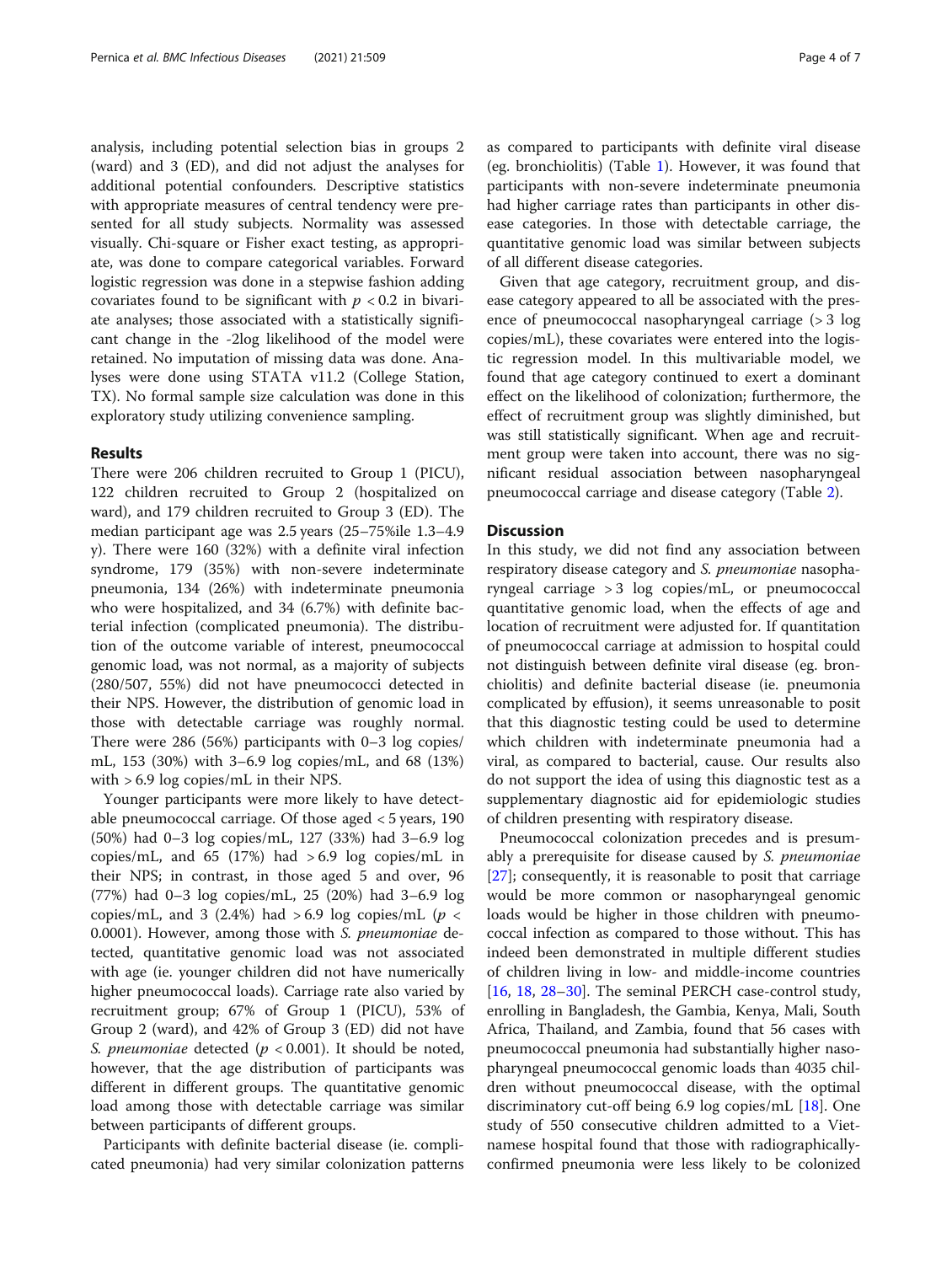analysis, including potential selection bias in groups 2 (ward) and 3 (ED), and did not adjust the analyses for additional potential confounders. Descriptive statistics with appropriate measures of central tendency were presented for all study subjects. Normality was assessed visually. Chi-square or Fisher exact testing, as appropriate, was done to compare categorical variables. Forward logistic regression was done in a stepwise fashion adding covariates found to be significant with $p < 0.2$ in bivariate analyses; those associated with a statistically significant change in the -2log likelihood of the model were retained. No imputation of missing data was done. Analyses were done using STATA v11.2 (College Station, TX). No formal sample size calculation was done in this exploratory study utilizing convenience sampling.

## Results

There were 206 children recruited to Group 1 (PICU), 122 children recruited to Group 2 (hospitalized on ward), and 179 children recruited to Group 3 (ED). The median participant age was 2.5 years (25–75%ile 1.3–4.9 y). There were 160 (32%) with a definite viral infection syndrome, 179 (35%) with non-severe indeterminate pneumonia, 134 (26%) with indeterminate pneumonia who were hospitalized, and 34 (6.7%) with definite bacterial infection (complicated pneumonia). The distribution of the outcome variable of interest, pneumococcal genomic load, was not normal, as a majority of subjects (280/507, 55%) did not have pneumococci detected in their NPS. However, the distribution of genomic load in those with detectable carriage was roughly normal. There were 286 (56%) participants with 0–3 log copies/mL, 153 (30%) with 3–6.9 log copies/mL, and 68 (13%) with > 6.9 log copies/mL in their NPS.

Younger participants were more likely to have detectable pneumococcal carriage. Of those aged < 5 years, 190 (50%) had 0–3 log copies/mL, 127 (33%) had 3–6.9 log copies/mL, and 65 (17%) had > 6.9 log copies/mL in their NPS; in contrast, in those aged 5 and over, 96 (77%) had 0–3 log copies/mL, 25 (20%) had 3–6.9 log copies/mL, and 3 (2.4%) had > 6.9 log copies/mL ($p < 0.0001$). However, among those with *S. pneumoniae* detected, quantitative genomic load was not associated with age (ie. younger children did not have numerically higher pneumococcal loads). Carriage rate also varied by recruitment group; 67% of Group 1 (PICU), 53% of Group 2 (ward), and 42% of Group 3 (ED) did not have *S. pneumoniae* detected ($p < 0.001$). It should be noted, however, that the age distribution of participants was different in different groups. The quantitative genomic load among those with detectable carriage was similar between participants of different groups.

Participants with definite bacterial disease (ie. complicated pneumonia) had very similar colonization patterns as compared to participants with definite viral disease (eg. bronchiolitis) (Table 1). However, it was found that participants with non-severe indeterminate pneumonia had higher carriage rates than participants in other disease categories. In those with detectable carriage, the quantitative genomic load was similar between subjects of all different disease categories.

Given that age category, recruitment group, and disease category appeared to all be associated with the presence of pneumococcal nasopharyngeal carriage (> 3 log copies/mL), these covariates were entered into the logistic regression model. In this multivariable model, we found that age category continued to exert a dominant effect on the likelihood of colonization; furthermore, the effect of recruitment group was slightly diminished, but was still statistically significant. When age and recruitment group were taken into account, there was no significant residual association between nasopharyngeal pneumococcal carriage and disease category (Table 2).

## Discussion

In this study, we did not find any association between respiratory disease category and *S. pneumoniae* nasopharyngeal carriage > 3 log copies/mL, or pneumococcal quantitative genomic load, when the effects of age and location of recruitment were adjusted for. If quantitation of pneumococcal carriage at admission to hospital could not distinguish between definite viral disease (eg. bronchiolitis) and definite bacterial disease (ie. pneumonia complicated by effusion), it seems unreasonable to posit that this diagnostic testing could be used to determine which children with indeterminate pneumonia had a viral, as compared to bacterial, cause. Our results also do not support the idea of using this diagnostic test as a supplementary diagnostic aid for epidemiologic studies of children presenting with respiratory disease.

Pneumococcal colonization precedes and is presumably a prerequisite for disease caused by *S. pneumoniae* [27]; consequently, it is reasonable to posit that carriage would be more common or nasopharyngeal genomic loads would be higher in those children with pneumococcal infection as compared to those without. This has indeed been demonstrated in multiple different studies of children living in low- and middle-income countries [16, 18, 28–30]. The seminal PERCH case-control study, enrolling in Bangladesh, the Gambia, Kenya, Mali, South Africa, Thailand, and Zambia, found that 56 cases with pneumococcal pneumonia had substantially higher nasopharyngeal pneumococcal genomic loads than 4035 children without pneumococcal disease, with the optimal discriminatory cut-off being 6.9 log copies/mL [18]. One study of 550 consecutive children admitted to a Vietnamese hospital found that those with radiographically-confirmed pneumonia were less likely to be colonized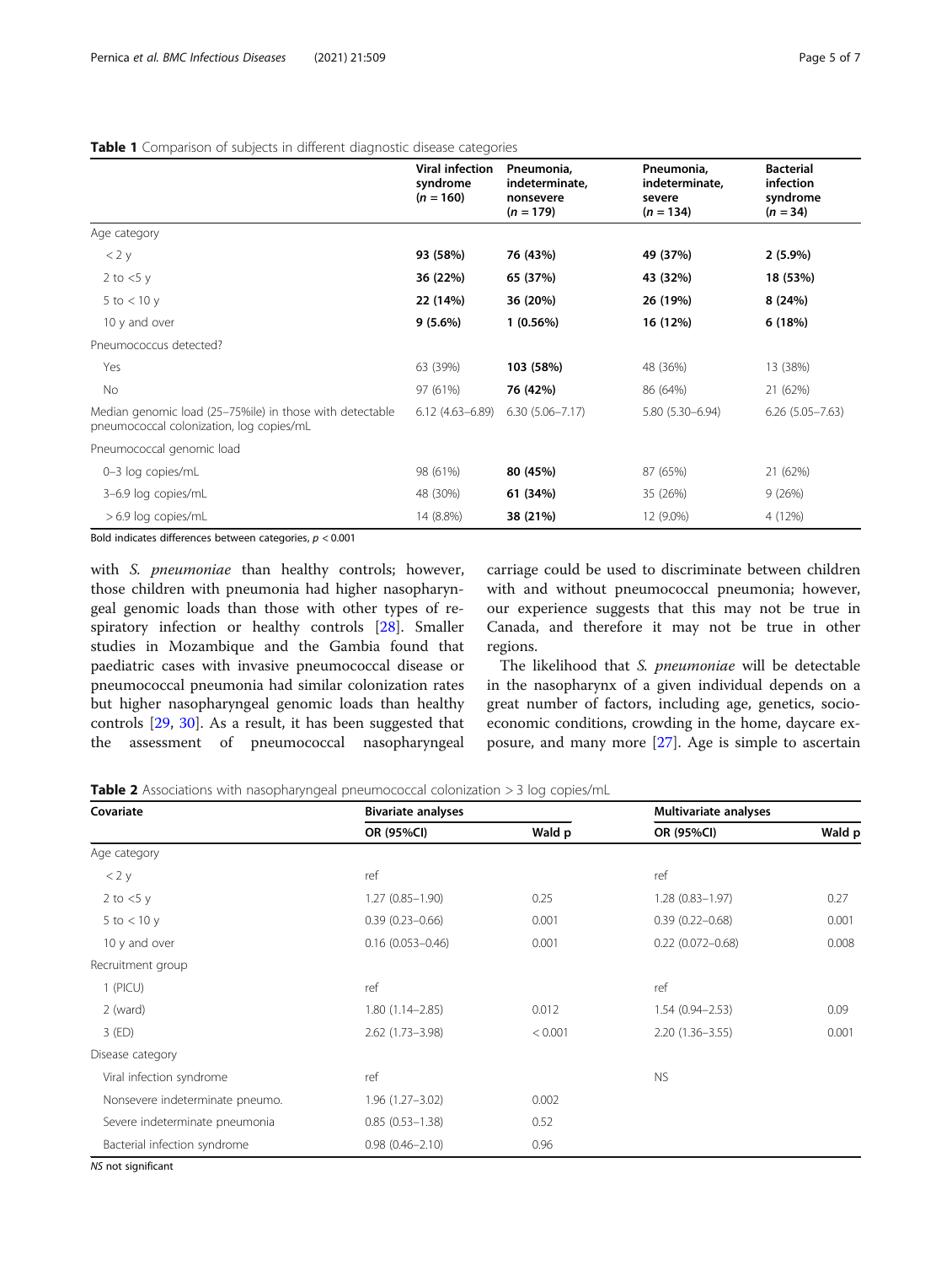**Table 1** Comparison of subjects in different diagnostic disease categories

| | Viral infection syndrome ($n$ = 160) | Pneumonia, indeterminate, nonsevere ($n$ = 179) | Pneumonia, indeterminate, severe ($n$ = 134) | Bacterial infection syndrome ($n$ = 34) |
|---|---|---|---|---|
| Age category | | | | |
| < 2 y | **93 (58%)** | **76 (43%)** | **49 (37%)** | **2 (5.9%)** |
| 2 to <5 y | **36 (22%)** | **65 (37%)** | **43 (32%)** | **18 (53%)** |
| 5 to < 10 y | **22 (14%)** | **36 (20%)** | **26 (19%)** | **8 (24%)** |
| 10 y and over | **9 (5.6%)** | **1 (0.56%)** | **16 (12%)** | **6 (18%)** |
| Pneumococcus detected? | | | | |
| Yes | 63 (39%) | **103 (58%)** | 48 (36%) | 13 (38%) |
| No | 97 (61%) | **76 (42%)** | 86 (64%) | 21 (62%) |
| Median genomic load (25–75%ile) in those with detectable pneumococcal colonization, log copies/mL | 6.12 (4.63–6.89) | 6.30 (5.06–7.17) | 5.80 (5.30–6.94) | 6.26 (5.05–7.63) |
| Pneumococcal genomic load | | | | |
| 0–3 log copies/mL | 98 (61%) | **80 (45%)** | 87 (65%) | 21 (62%) |
| 3–6.9 log copies/mL | 48 (30%) | **61 (34%)** | 35 (26%) | 9 (26%) |
| > 6.9 log copies/mL | 14 (8.8%) | **38 (21%)** | 12 (9.0%) | 4 (12%) |

Bold indicates differences between categories, $p < 0.001$

with *S. pneumoniae* than healthy controls; however, those children with pneumonia had higher nasopharyngeal genomic loads than those with other types of respiratory infection or healthy controls [28]. Smaller studies in Mozambique and the Gambia found that paediatric cases with invasive pneumococcal disease or pneumococcal pneumonia had similar colonization rates but higher nasopharyngeal genomic loads than healthy controls [29, 30]. As a result, it has been suggested that the assessment of pneumococcal nasopharyngeal carriage could be used to discriminate between children with and without pneumococcal pneumonia; however, our experience suggests that this may not be true in Canada, and therefore it may not be true in other regions.

The likelihood that *S. pneumoniae* will be detectable in the nasopharynx of a given individual depends on a great number of factors, including age, genetics, socioeconomic conditions, crowding in the home, daycare exposure, and many more [27]. Age is simple to ascertain

**Table 2** Associations with nasopharyngeal pneumococcal colonization > 3 log copies/mL

| Covariate | Bivariate analyses | | Multivariate analyses | |
|---|---|---|---|---|
| | OR (95%CI) | Wald p | OR (95%CI) | Wald p |
| Age category | | | | |
| < 2 y | ref | | ref | |
| 2 to <5 y | 1.27 (0.85–1.90) | 0.25 | 1.28 (0.83–1.97) | 0.27 |
| 5 to < 10 y | 0.39 (0.23–0.66) | 0.001 | 0.39 (0.22–0.68) | 0.001 |
| 10 y and over | 0.16 (0.053–0.46) | 0.001 | 0.22 (0.072–0.68) | 0.008 |
| Recruitment group | | | | |
| 1 (PICU) | ref | | ref | |
| 2 (ward) | 1.80 (1.14–2.85) | 0.012 | 1.54 (0.94–2.53) | 0.09 |
| 3 (ED) | 2.62 (1.73–3.98) | < 0.001 | 2.20 (1.36–3.55) | 0.001 |
| Disease category | | | | |
| Viral infection syndrome | ref | | NS | |
| Nonsevere indeterminate pneumo. | 1.96 (1.27–3.02) | 0.002 | | |
| Severe indeterminate pneumonia | 0.85 (0.53–1.38) | 0.52 | | |
| Bacterial infection syndrome | 0.98 (0.46–2.10) | 0.96 | | |

*NS* not significant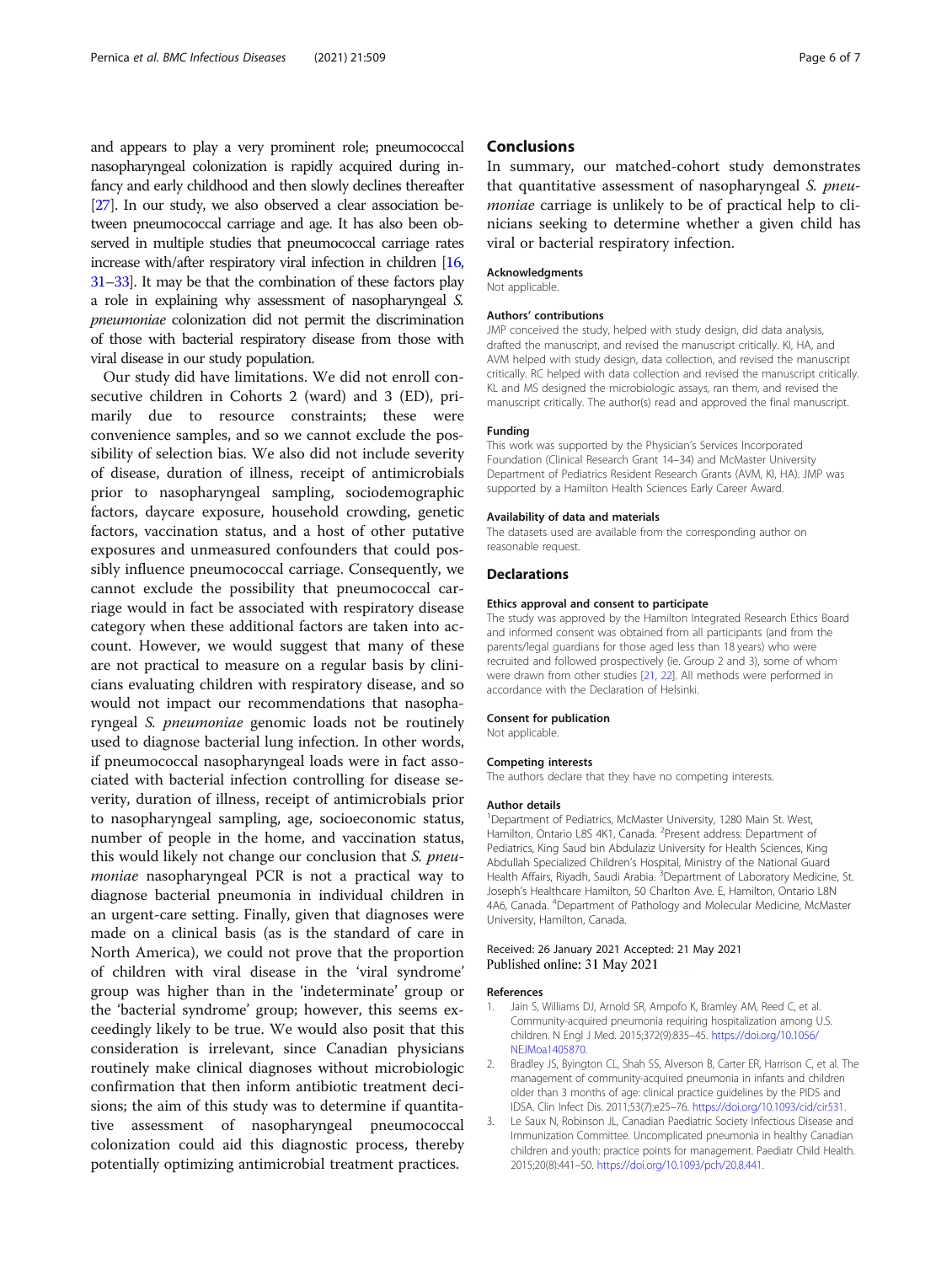and appears to play a very prominent role; pneumococcal nasopharyngeal colonization is rapidly acquired during infancy and early childhood and then slowly declines thereafter [27]. In our study, we also observed a clear association between pneumococcal carriage and age. It has also been observed in multiple studies that pneumococcal carriage rates increase with/after respiratory viral infection in children [16, 31–33]. It may be that the combination of these factors play a role in explaining why assessment of nasopharyngeal *S. pneumoniae* colonization did not permit the discrimination of those with bacterial respiratory disease from those with viral disease in our study population.

Our study did have limitations. We did not enroll consecutive children in Cohorts 2 (ward) and 3 (ED), primarily due to resource constraints; these were convenience samples, and so we cannot exclude the possibility of selection bias. We also did not include severity of disease, duration of illness, receipt of antimicrobials prior to nasopharyngeal sampling, sociodemographic factors, daycare exposure, household crowding, genetic factors, vaccination status, and a host of other putative exposures and unmeasured confounders that could possibly influence pneumococcal carriage. Consequently, we cannot exclude the possibility that pneumococcal carriage would in fact be associated with respiratory disease category when these additional factors are taken into account. However, we would suggest that many of these are not practical to measure on a regular basis by clinicians evaluating children with respiratory disease, and so would not impact our recommendations that nasopharyngeal *S. pneumoniae* genomic loads not be routinely used to diagnose bacterial lung infection. In other words, if pneumococcal nasopharyngeal loads were in fact associated with bacterial infection controlling for disease severity, duration of illness, receipt of antimicrobials prior to nasopharyngeal sampling, age, socioeconomic status, number of people in the home, and vaccination status, this would likely not change our conclusion that *S. pneumoniae* nasopharyngeal PCR is not a practical way to diagnose bacterial pneumonia in individual children in an urgent-care setting. Finally, given that diagnoses were made on a clinical basis (as is the standard of care in North America), we could not prove that the proportion of children with viral disease in the 'viral syndrome' group was higher than in the 'indeterminate' group or the 'bacterial syndrome' group; however, this seems exceedingly likely to be true. We would also posit that this consideration is irrelevant, since Canadian physicians routinely make clinical diagnoses without microbiologic confirmation that then inform antibiotic treatment decisions; the aim of this study was to determine if quantitative assessment of nasopharyngeal pneumococcal colonization could aid this diagnostic process, thereby potentially optimizing antimicrobial treatment practices.

## Conclusions

In summary, our matched-cohort study demonstrates that quantitative assessment of nasopharyngeal *S. pneumoniae* carriage is unlikely to be of practical help to clinicians seeking to determine whether a given child has viral or bacterial respiratory infection.

#### Acknowledgments

Not applicable.

#### Authors' contributions

JMP conceived the study, helped with study design, did data analysis, drafted the manuscript, and revised the manuscript critically. KI, HA, and AVM helped with study design, data collection, and revised the manuscript critically. RC helped with data collection and revised the manuscript critically. KL and MS designed the microbiologic assays, ran them, and revised the manuscript critically. The author(s) read and approved the final manuscript.

#### Funding

This work was supported by the Physician's Services Incorporated Foundation (Clinical Research Grant 14–34) and McMaster University Department of Pediatrics Resident Research Grants (AVM, KI, HA). JMP was supported by a Hamilton Health Sciences Early Career Award.

#### Availability of data and materials

The datasets used are available from the corresponding author on reasonable request.

## Declarations

#### Ethics approval and consent to participate

The study was approved by the Hamilton Integrated Research Ethics Board and informed consent was obtained from all participants (and from the parents/legal guardians for those aged less than 18 years) who were recruited and followed prospectively (ie. Group 2 and 3), some of whom were drawn from other studies [21, 22]. All methods were performed in accordance with the Declaration of Helsinki.

#### Consent for publication

Not applicable.

#### Competing interests

The authors declare that they have no competing interests.

#### Author details

[1]Department of Pediatrics, McMaster University, 1280 Main St. West, Hamilton, Ontario L8S 4K1, Canada. [2]Present address: Department of Pediatrics, King Saud bin Abdulaziz University for Health Sciences, King Abdullah Specialized Children's Hospital, Ministry of the National Guard Health Affairs, Riyadh, Saudi Arabia. [3]Department of Laboratory Medicine, St. Joseph's Healthcare Hamilton, 50 Charlton Ave. E, Hamilton, Ontario L8N 4A6, Canada. [4]Department of Pathology and Molecular Medicine, McMaster University, Hamilton, Canada.

Received: 26 January 2021 Accepted: 21 May 2021
Published online: 31 May 2021

#### References

1. Jain S, Williams DJ, Arnold SR, Ampofo K, Bramley AM, Reed C, et al. Community-acquired pneumonia requiring hospitalization among U.S. children. N Engl J Med. 2015;372(9):835–45. https://doi.org/10.1056/NEJMoa1405870.
2. Bradley JS, Byington CL, Shah SS, Alverson B, Carter ER, Harrison C, et al. The management of community-acquired pneumonia in infants and children older than 3 months of age: clinical practice guidelines by the PIDS and IDSA. Clin Infect Dis. 2011;53(7):e25–76. https://doi.org/10.1093/cid/cir531.
3. Le Saux N, Robinson JL, Canadian Paediatric Society Infectious Disease and Immunization Committee. Uncomplicated pneumonia in healthy Canadian children and youth: practice points for management. Paediatr Child Health. 2015;20(8):441–50. https://doi.org/10.1093/pch/20.8.441.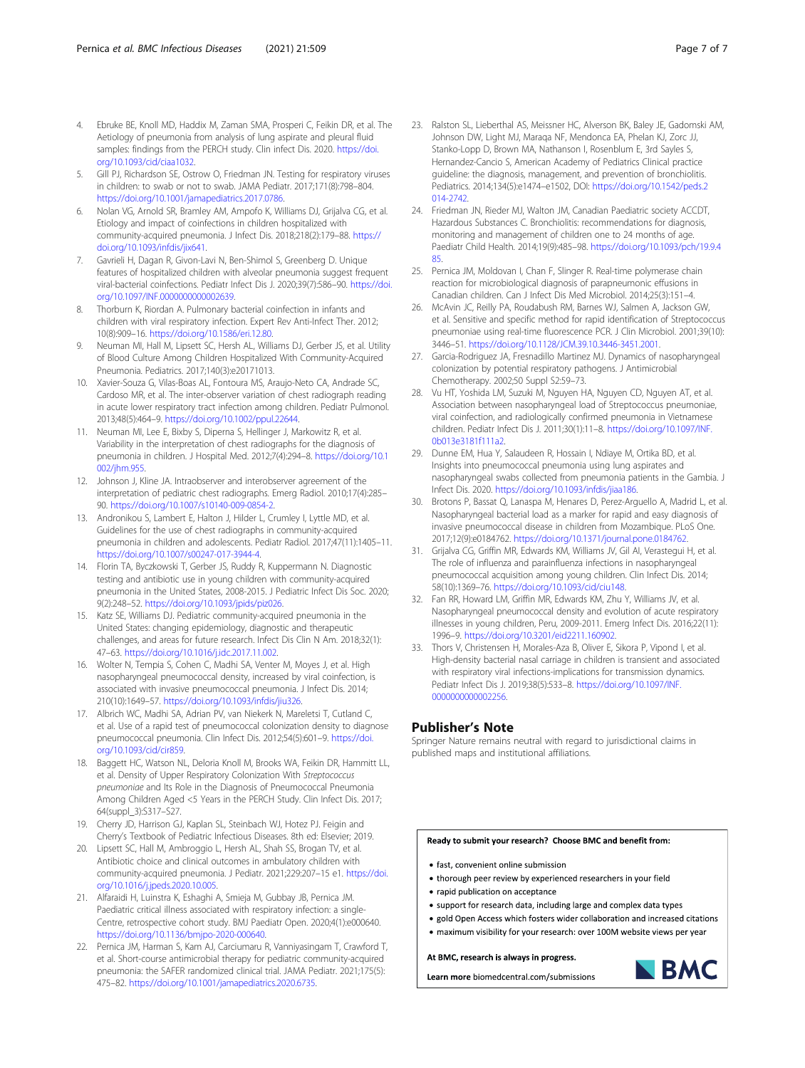4. Ebruke BE, Knoll MD, Haddix M, Zaman SMA, Prosperi C, Feikin DR, et al. The Aetiology of pneumonia from analysis of lung aspirate and pleural fluid samples: findings from the PERCH study. Clin infect Dis. 2020. https://doi.org/10.1093/cid/ciaa1032.
5. Gill PJ, Richardson SE, Ostrow O, Friedman JN. Testing for respiratory viruses in children: to swab or not to swab. JAMA Pediatr. 2017;171(8):798–804. https://doi.org/10.1001/jamapediatrics.2017.0786.
6. Nolan VG, Arnold SR, Bramley AM, Ampofo K, Williams DJ, Grijalva CG, et al. Etiology and impact of coinfections in children hospitalized with community-acquired pneumonia. J Infect Dis. 2018;218(2):179–88. https://doi.org/10.1093/infdis/jix641.
7. Gavrieli H, Dagan R, Givon-Lavi N, Ben-Shimol S, Greenberg D. Unique features of hospitalized children with alveolar pneumonia suggest frequent viral-bacterial coinfections. Pediatr Infect Dis J. 2020;39(7):586–90. https://doi.org/10.1097/INF.0000000000002639.
8. Thorburn K, Riordan A. Pulmonary bacterial coinfection in infants and children with viral respiratory infection. Expert Rev Anti-Infect Ther. 2012;10(8):909–16. https://doi.org/10.1586/eri.12.80.
9. Neuman MI, Hall M, Lipsett SC, Hersh AL, Williams DJ, Gerber JS, et al. Utility of Blood Culture Among Children Hospitalized With Community-Acquired Pneumonia. Pediatrics. 2017;140(3):e20171013.
10. Xavier-Souza G, Vilas-Boas AL, Fontoura MS, Araujo-Neto CA, Andrade SC, Cardoso MR, et al. The inter-observer variation of chest radiograph reading in acute lower respiratory tract infection among children. Pediatr Pulmonol. 2013;48(5):464–9. https://doi.org/10.1002/ppul.22644.
11. Neuman MI, Lee E, Bixby S, Diperna S, Hellinger J, Markowitz R, et al. Variability in the interpretation of chest radiographs for the diagnosis of pneumonia in children. J Hospital Med. 2012;7(4):294–8. https://doi.org/10.1002/jhm.955.
12. Johnson J, Kline JA. Intraobserver and interobserver agreement of the interpretation of pediatric chest radiographs. Emerg Radiol. 2010;17(4):285–90. https://doi.org/10.1007/s10140-009-0854-2.
13. Andronikou S, Lambert E, Halton J, Hilder L, Crumley I, Lyttle MD, et al. Guidelines for the use of chest radiographs in community-acquired pneumonia in children and adolescents. Pediatr Radiol. 2017;47(11):1405–11. https://doi.org/10.1007/s00247-017-3944-4.
14. Florin TA, Byczkowski T, Gerber JS, Ruddy R, Kuppermann N. Diagnostic testing and antibiotic use in young children with community-acquired pneumonia in the United States, 2008-2015. J Pediatric Infect Dis Soc. 2020;9(2):248–52. https://doi.org/10.1093/jpids/piz026.
15. Katz SE, Williams DJ. Pediatric community-acquired pneumonia in the United States: changing epidemiology, diagnostic and therapeutic challenges, and areas for future research. Infect Dis Clin N Am. 2018;32(1):47–63. https://doi.org/10.1016/j.idc.2017.11.002.
16. Wolter N, Tempia S, Cohen C, Madhi SA, Venter M, Moyes J, et al. High nasopharyngeal pneumococcal density, increased by viral coinfection, is associated with invasive pneumococcal pneumonia. J Infect Dis. 2014;210(10):1649–57. https://doi.org/10.1093/infdis/jiu326.
17. Albrich WC, Madhi SA, Adrian PV, van Niekerk N, Mareletsi T, Cutland C, et al. Use of a rapid test of pneumococcal colonization density to diagnose pneumococcal pneumonia. Clin Infect Dis. 2012;54(5):601–9. https://doi.org/10.1093/cid/cir859.
18. Baggett HC, Watson NL, Deloria Knoll M, Brooks WA, Feikin DR, Hammitt LL, et al. Density of Upper Respiratory Colonization With *Streptococcus pneumoniae* and Its Role in the Diagnosis of Pneumococcal Pneumonia Among Children Aged <5 Years in the PERCH Study. Clin Infect Dis. 2017;64(suppl_3):S317–S27.
19. Cherry JD, Harrison GJ, Kaplan SL, Steinbach WJ, Hotez PJ. Feigin and Cherry's Textbook of Pediatric Infectious Diseases. 8th ed: Elsevier; 2019.
20. Lipsett SC, Hall M, Ambroggio L, Hersh AL, Shah SS, Brogan TV, et al. Antibiotic choice and clinical outcomes in ambulatory children with community-acquired pneumonia. J Pediatr. 2021;229:207–15 e1. https://doi.org/10.1016/j.jpeds.2020.10.005.
21. Alfaraidi H, Luinstra K, Eshaghi A, Smieja M, Gubbay JB, Pernica JM. Paediatric critical illness associated with respiratory infection: a single-Centre, retrospective cohort study. BMJ Paediatr Open. 2020;4(1):e000640. https://doi.org/10.1136/bmjpo-2020-000640.
22. Pernica JM, Harman S, Kam AJ, Carciumaru R, Vanniyasingam T, Crawford T, et al. Short-course antimicrobial therapy for pediatric community-acquired pneumonia: the SAFER randomized clinical trial. JAMA Pediatr. 2021;175(5):475–82. https://doi.org/10.1001/jamapediatrics.2020.6735.
23. Ralston SL, Lieberthal AS, Meissner HC, Alverson BK, Baley JE, Gadomski AM, Johnson DW, Light MJ, Maraqa NF, Mendonca EA, Phelan KJ, Zorc JJ, Stanko-Lopp D, Brown MA, Nathanson I, Rosenblum E, 3rd Sayles S, Hernandez-Cancio S, American Academy of Pediatrics Clinical practice guideline: the diagnosis, management, and prevention of bronchiolitis. Pediatrics. 2014;134(5):e1474–e1502, DOI: https://doi.org/10.1542/peds.2014-2742.
24. Friedman JN, Rieder MJ, Walton JM, Canadian Paediatric society ACCDT, Hazardous Substances C. Bronchiolitis: recommendations for diagnosis, monitoring and management of children one to 24 months of age. Paediatr Child Health. 2014;19(9):485–98. https://doi.org/10.1093/pch/19.9.485.
25. Pernica JM, Moldovan I, Chan F, Slinger R. Real-time polymerase chain reaction for microbiological diagnosis of parapneumonic effusions in Canadian children. Can J Infect Dis Med Microbiol. 2014;25(3):151–4.
26. McAvin JC, Reilly PA, Roudabush RM, Barnes WJ, Salmen A, Jackson GW, et al. Sensitive and specific method for rapid identification of Streptococcus pneumoniae using real-time fluorescence PCR. J Clin Microbiol. 2001;39(10):3446–51. https://doi.org/10.1128/JCM.39.10.3446-3451.2001.
27. Garcia-Rodriguez JA, Fresnadillo Martinez MJ. Dynamics of nasopharyngeal colonization by potential respiratory pathogens. J Antimicrobial Chemotherapy. 2002;50 Suppl S2:59–73.
28. Vu HT, Yoshida LM, Suzuki M, Nguyen HA, Nguyen CD, Nguyen AT, et al. Association between nasopharyngeal load of Streptococcus pneumoniae, viral coinfection, and radiologically confirmed pneumonia in Vietnamese children. Pediatr Infect Dis J. 2011;30(1):11–8. https://doi.org/10.1097/INF.0b013e3181f111a2.
29. Dunne EM, Hua Y, Salaudeen R, Hossain I, Ndiaye M, Ortika BD, et al. Insights into pneumococcal pneumonia using lung aspirates and nasopharyngeal swabs collected from pneumonia patients in the Gambia. J Infect Dis. 2020. https://doi.org/10.1093/infdis/jiaa186.
30. Brotons P, Bassat Q, Lanaspa M, Henares D, Perez-Arguello A, Madrid L, et al. Nasopharyngeal bacterial load as a marker for rapid and easy diagnosis of invasive pneumococcal disease in children from Mozambique. PLoS One. 2017;12(9):e0184762. https://doi.org/10.1371/journal.pone.0184762.
31. Grijalva CG, Griffin MR, Edwards KM, Williams JV, Gil AI, Verastegui H, et al. The role of influenza and parainfluenza infections in nasopharyngeal pneumococcal acquisition among young children. Clin Infect Dis. 2014;58(10):1369–76. https://doi.org/10.1093/cid/ciu148.
32. Fan RR, Howard LM, Griffin MR, Edwards KM, Zhu Y, Williams JV, et al. Nasopharyngeal pneumococcal density and evolution of acute respiratory illnesses in young children, Peru, 2009-2011. Emerg Infect Dis. 2016;22(11):1996–9. https://doi.org/10.3201/eid2211.160902.
33. Thors V, Christensen H, Morales-Aza B, Oliver E, Sikora P, Vipond I, et al. High-density bacterial nasal carriage in children is transient and associated with respiratory viral infections-implications for transmission dynamics. Pediatr Infect Dis J. 2019;38(5):533–8. https://doi.org/10.1097/INF.0000000000002256.

## Publisher's Note

Springer Nature remains neutral with regard to jurisdictional claims in published maps and institutional affiliations.

**Ready to submit your research? Choose BMC and benefit from:**

- fast, convenient online submission
- thorough peer review by experienced researchers in your field
- rapid publication on acceptance
- support for research data, including large and complex data types
- gold Open Access which fosters wider collaboration and increased citations
- maximum visibility for your research: over 100M website views per year

**At BMC, research is always in progress.**

**Learn more** biomedcentral.com/submissions

BMC